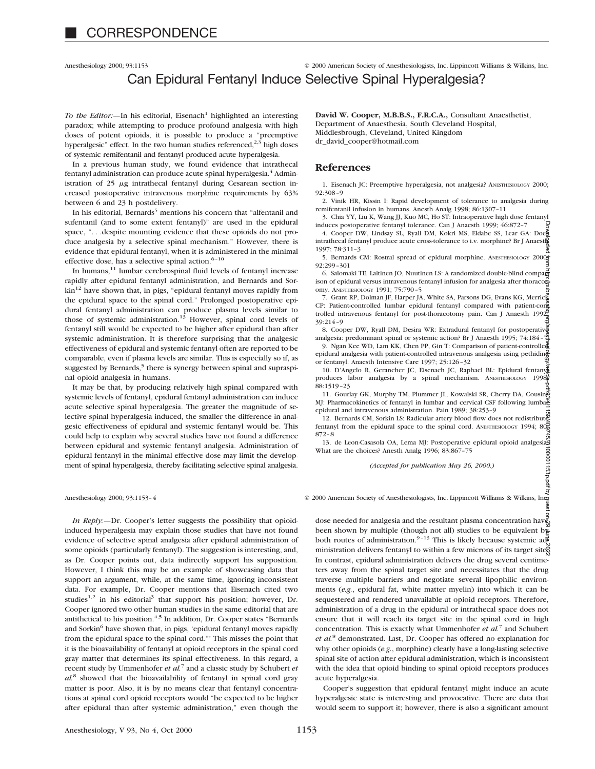# CORRESPONDENCE

## Can Epidural Fentanyl Induce Selective Spinal Hyperalgesia?

*To the Editor:*—In his editorial, Eisenach[1] highlighted an interesting paradox; while attempting to produce profound analgesia with high doses of potent opioids, it is possible to produce a "preemptive hyperalgesic" effect. In the two human studies referenced,[2,3] high doses of systemic remifentanil and fentanyl produced acute hyperalgesia.

In a previous human study, we found evidence that intrathecal fentanyl administration can produce acute spinal hyperalgesia.[4] Administration of 25 $\mu$g intrathecal fentanyl during Cesarean section increased postoperative intravenous morphine requirements by 63% between 6 and 23 h postdelivery.

In his editorial, Bernards[5] mentions his concern that "alfentanil and sufentanil (and to some extent fentanyl)" are used in the epidural space, ". . .despite mounting evidence that these opioids do not produce analgesia by a selective spinal mechanism." However, there is evidence that epidural fentanyl, when it is administered in the minimal effective dose, has a selective spinal action.[6–10]

In humans,[11] lumbar cerebrospinal fluid levels of fentanyl increase rapidly after epidural fentanyl administration, and Bernards and Sorkin[12] have shown that, in pigs, "epidural fentanyl moves rapidly from the epidural space to the spinal cord." Prolonged postoperative epidural fentanyl administration can produce plasma levels similar to those of systemic administration.[13] However, spinal cord levels of fentanyl still would be expected to be higher after epidural than after systemic administration. It is therefore surprising that the analgesic effectiveness of epidural and systemic fentanyl often are reported to be comparable, even if plasma levels are similar. This is especially so if, as suggested by Bernards,[5] there is synergy between spinal and supraspinal opioid analgesia in humans.

It may be that, by producing relatively high spinal compared with systemic levels of fentanyl, epidural fentanyl administration can induce acute selective spinal hyperalgesia. The greater the magnitude of selective spinal hyperalgesia induced, the smaller the difference in analgesic effectiveness of epidural and systemic fentanyl would be. This could help to explain why several studies have not found a difference between epidural and systemic fentanyl analgesia. Administration of epidural fentanyl in the minimal effective dose may limit the development of spinal hyperalgesia, thereby facilitating selective spinal analgesia.

**David W. Cooper, M.B.B.S., F.R.C.A.,** Consultant Anaesthetist, Department of Anaesthesia, South Cleveland Hospital, Middlesbrough, Cleveland, United Kingdom
dr_david_cooper@hotmail.com

### References

1. Eisenach JC: Preemptive hyperalgesia, not analgesia? ANESTHESIOLOGY 2000; 92:308–9
2. Vinik HR, Kissin I: Rapid development of tolerance to analgesia during remifentanil infusion in humans. Anesth Analg 1998; 86:1307–11
3. Chia YY, Liu K, Wang JJ, Kuo MC, Ho ST: Intraoperative high dose fentanyl induces postoperative fentanyl tolerance. Can J Anaesth 1999; 46:872–7
4. Cooper DW, Lindsay SL, Ryall DM, Kokri MS, Eldabe SS, Lear GA: Does intrathecal fentanyl produce acute cross-tolerance to i.v. morphine? Br J Anaesth 1997; 78:311–3
5. Bernards CM: Rostral spread of epidural morphine. ANESTHESIOLOGY 2000; 92:299–301
6. Salomaki TE, Laitinen JO, Nuutinen LS: A randomized double-blind comparison of epidural versus intravenous fentanyl infusion for analgesia after thoracotomy. ANESTHESIOLOGY 1991; 75:790–5
7. Grant RP, Dolman JF, Harper JA, White SA, Parsons DG, Evans KG, Merrick CP: Patient-controlled lumbar epidural fentanyl compared with patient-controlled intravenous fentanyl for post-thoracotomy pain. Can J Anaesth 1992; 39:214–9
8. Cooper DW, Ryall DM, Desira WR: Extradural fentanyl for postoperative analgesia: predominant spinal or systemic action? Br J Anaesth 1995; 74:184–7
9. Ngan Kee WD, Lam KK, Chen PP, Gin T: Comparison of patient-controlled epidural analgesia with patient-controlled intravenous analgesia using pethidine or fentanyl. Anaesth Intensive Care 1997; 25:126–32
10. D'Angelo R, Gerancher JC, Eisenach JC, Raphael BL: Epidural fentanyl produces labor analgesia by a spinal mechanism. ANESTHESIOLOGY 1998; 88:1519–23
11. Gourlay GK, Murphy TM, Plummer JL, Kowalski SR, Cherry DA, Cousins MJ: Pharmacokinetics of fentanyl in lumbar and cervical CSF following lumbar epidural and intravenous administration. Pain 1989; 38:253–9
12. Bernards CM, Sorkin LS: Radicular artery blood flow does not redistribute fentanyl from the epidural space to the spinal cord. ANESTHESIOLOGY 1994; 80:872–8
13. de Leon-Casasola OA, Lema MJ: Postoperative epidural opioid analgesia: What are the choices? Anesth Analg 1996; 83:867–75

*(Accepted for publication May 26, 2000.)*

*In Reply:*—Dr. Cooper's letter suggests the possibility that opioid-induced hyperalgesia may explain those studies that have not found evidence of selective spinal analgesia after epidural administration of some opioids (particularly fentanyl). The suggestion is interesting, and, as Dr. Cooper points out, data indirectly support his supposition. However, I think this may be an example of showcasing data that support an argument, while, at the same time, ignoring inconsistent data. For example, Dr. Cooper mentions that Eisenach cited two studies[1,2] in his editorial[3] that support his position; however, Dr. Cooper ignored two other human studies in the same editorial that are antithetical to his position.[4,5] In addition, Dr. Cooper states "Bernards and Sorkin[6] have shown that, in pigs, 'epidural fentanyl moves rapidly from the epidural space to the spinal cord."' This misses the point that it is the bioavailability of fentanyl at opioid receptors in the spinal cord gray matter that determines its spinal effectiveness. In this regard, a recent study by Ummenhofer *et al.*[7] and a classic study by Schubert *et al.*[8] showed that the bioavailability of fentanyl in spinal cord gray matter is poor. Also, it is by no means clear that fentanyl concentrations at spinal cord opioid receptors would "be expected to be higher after epidural than after systemic administration," even though the dose needed for analgesia and the resultant plasma concentration have been shown by multiple (though not all) studies to be equivalent by both routes of administration.[9–13] This is likely because systemic administration delivers fentanyl to within a few microns of its target site. In contrast, epidural administration delivers the drug several centimeters away from the spinal target site and necessitates that the drug traverse multiple barriers and negotiate several lipophilic environments (*e.g.*, epidural fat, white matter myelin) into which it can be sequestered and rendered unavailable at opioid receptors. Therefore, administration of a drug in the epidural or intrathecal space does not ensure that it will reach its target site in the spinal cord in high concentration. This is exactly what Ummenhofer *et al.*[7] and Schubert *et al.*[8] demonstrated. Last, Dr. Cooper has offered no explanation for why other opioids (*e.g.*, morphine) clearly have a long-lasting selective spinal site of action after epidural administration, which is inconsistent with the idea that opioid binding to spinal opioid receptors produces acute hyperalgesia.

Cooper's suggestion that epidural fentanyl might induce an acute hyperalgesic state is interesting and provocative. There are data that would seem to support it; however, there is also a significant amount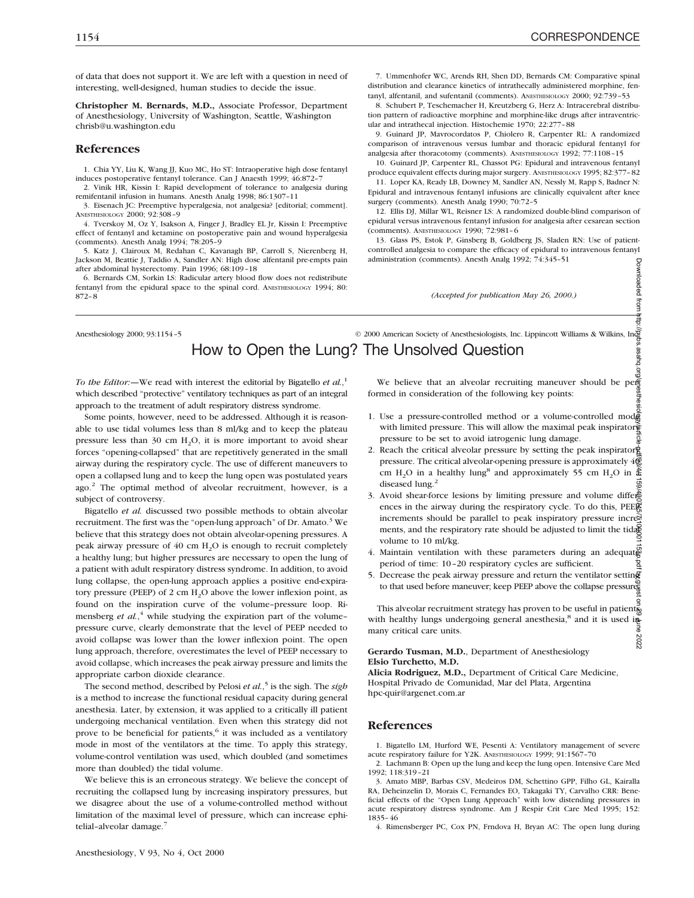of data that does not support it. We are left with a question in need of interesting, well-designed, human studies to decide the issue.

**Christopher M. Bernards, M.D.,** Associate Professor, Department of Anesthesiology, University of Washington, Seattle, Washington chrisb@u.washington.edu

## References

1. Chia YY, Liu K, Wang JJ, Kuo MC, Ho ST: Intraoperative high dose fentanyl induces postoperative fentanyl tolerance. Can J Anaesth 1999; 46:872–7
2. Vinik HR, Kissin I: Rapid development of tolerance to analgesia during remifentanil infusion in humans. Anesth Analg 1998; 86:1307–11
3. Eisenach JC: Preemptive hyperalgesia, not analgesia? [editorial; comment]. ANESTHESIOLOGY 2000; 92:308–9
4. Tverskoy M, Oz Y, Isakson A, Finger J, Bradley EL Jr, Kissin I: Preemptive effect of fentanyl and ketamine on postoperative pain and wound hyperalgesia (comments). Anesth Analg 1994; 78:205–9
5. Katz J, Clairoux M, Redahan C, Kavanagh BP, Carroll S, Nierenberg H, Jackson M, Beattie J, Taddio A, Sandler AN: High dose alfentanil pre-empts pain after abdominal hysterectomy. Pain 1996; 68:109–18
6. Bernards CM, Sorkin LS: Radicular artery blood flow does not redistribute fentanyl from the epidural space to the spinal cord. ANESTHESIOLOGY 1994; 80: 872–8
7. Ummenhofer WC, Arends RH, Shen DD, Bernards CM: Comparative spinal distribution and clearance kinetics of intrathecally administered morphine, fentanyl, alfentanil, and sufentanil (comments). ANESTHESIOLOGY 2000; 92:739–53
8. Schubert P, Teschemacher H, Kreutzberg G, Herz A: Intracerebral distribution pattern of radioactive morphine and morphine-like drugs after intraventricular and intrathecal injection. Histochemie 1970; 22:277–88
9. Guinard JP, Mavrocordatos P, Chiolero R, Carpenter RL: A randomized comparison of intravenous versus lumbar and thoracic epidural fentanyl for analgesia after thoracotomy (comments). ANESTHESIOLOGY 1992; 77:1108–15
10. Guinard JP, Carpenter RL, Chassot PG: Epidural and intravenous fentanyl produce equivalent effects during major surgery. ANESTHESIOLOGY 1995; 82:377–82
11. Loper KA, Ready LB, Downey M, Sandler AN, Nessly M, Rapp S, Badner N: Epidural and intravenous fentanyl infusions are clinically equivalent after knee surgery (comments). Anesth Analg 1990; 70:72–5
12. Ellis DJ, Millar WL, Reisner LS: A randomized double-blind comparison of epidural versus intravenous fentanyl infusion for analgesia after cesarean section (comments). ANESTHESIOLOGY 1990; 72:981–6
13. Glass PS, Estok P, Ginsberg B, Goldberg JS, Sladen RN: Use of patient-controlled analgesia to compare the efficacy of epidural to intravenous fentanyl administration (comments). Anesth Analg 1992; 74:345–51

*(Accepted for publication May 26, 2000.)*

# How to Open the Lung? The Unsolved Question

*To the Editor:*—We read with interest the editorial by Bigatello *et al.*,[1] which described "protective" ventilatory techniques as part of an integral approach to the treatment of adult respiratory distress syndrome.

Some points, however, need to be addressed. Although it is reasonable to use tidal volumes less than 8 ml/kg and to keep the plateau pressure less than 30 cm $H_2O$, it is more important to avoid shear forces "opening-collapsed" that are repetitively generated in the small airway during the respiratory cycle. The use of different maneuvers to open a collapsed lung and to keep the lung open was postulated years ago.[2] The optimal method of alveolar recruitment, however, is a subject of controversy.

Bigatello *et al.* discussed two possible methods to obtain alveolar recruitment. The first was the "open-lung approach" of Dr. Amato.[3] We believe that this strategy does not obtain alveolar-opening pressures. A peak airway pressure of 40 cm $H_2O$ is enough to recruit completely a healthy lung; but higher pressures are necessary to open the lung of a patient with adult respiratory distress syndrome. In addition, to avoid lung collapse, the open-lung approach applies a positive end-expiratory pressure (PEEP) of 2 cm $H_2O$ above the lower inflexion point, as found on the inspiration curve of the volume–pressure loop. Rimensberg *et al.*,[4] while studying the expiration part of the volume–pressure curve, clearly demonstrate that the level of PEEP needed to avoid collapse was lower than the lower inflexion point. The open lung approach, therefore, overestimates the level of PEEP necessary to avoid collapse, which increases the peak airway pressure and limits the appropriate carbon dioxide clearance.

The second method, described by Pelosi *et al.*,[5] is the sigh. The *sigh* is a method to increase the functional residual capacity during general anesthesia. Later, by extension, it was applied to a critically ill patient undergoing mechanical ventilation. Even when this strategy did not prove to be beneficial for patients,[6] it was included as a ventilatory mode in most of the ventilators at the time. To apply this strategy, volume-control ventilation was used, which doubled (and sometimes more than doubled) the tidal volume.

We believe this is an erroneous strategy. We believe the concept of recruiting the collapsed lung by increasing inspiratory pressures, but we disagree about the use of a volume-controlled method without limitation of the maximal level of pressure, which can increase ephitelial–alveolar damage.[7]

We believe that an alveolar recruiting maneuver should be performed in consideration of the following key points:

1. Use a pressure-controlled method or a volume-controlled mode with limited pressure. This will allow the maximal peak inspiratory pressure to be set to avoid iatrogenic lung damage.
2. Reach the critical alveolar pressure by setting the peak inspiratory pressure. The critical alveolar-opening pressure is approximately 40 cm $H_2O$ in a healthy lung[8] and approximately 55 cm $H_2O$ in a diseased lung.[2]
3. Avoid shear-force lesions by limiting pressure and volume differences in the airway during the respiratory cycle. To do this, PEEP increments should be parallel to peak inspiratory pressure increments, and the respiratory rate should be adjusted to limit the tidal volume to 10 ml/kg.
4. Maintain ventilation with these parameters during an adequate period of time: 10–20 respiratory cycles are sufficient.
5. Decrease the peak airway pressure and return the ventilator setting to that used before maneuver; keep PEEP above the collapse pressure.

This alveolar recruitment strategy has proven to be useful in patients with healthy lungs undergoing general anesthesia,[8] and it is used in many critical care units.

**Gerardo Tusman, M.D.**, Department of Anesthesiology
**Elsio Turchetto, M.D.**
**Alicia Rodriguez, M.D.,** Department of Critical Care Medicine, Hospital Privado de Comunidad, Mar del Plata, Argentina hpc-quir@argenet.com.ar

## References

1. Bigatello LM, Hurford WE, Pesenti A: Ventilatory management of severe acute respiratory failure for Y2K. ANESTHESIOLOGY 1999; 91:1567–70
2. Lachmann B: Open up the lung and keep the lung open. Intensive Care Med 1992; 118:319–21
3. Amato MBP, Barbas CSV, Medeiros DM, Schettino GPP, Filho GL, Kairalla RA, Deheinzelin D, Morais C, Fernandes EO, Takagaki TY, Carvalho CRR: Beneficial effects of the "Open Lung Approach" with low distending pressures in acute respiratory distress syndrome. Am J Respir Crit Care Med 1995; 152: 1835–46
4. Rimensberger PC, Cox PN, Frndova H, Bryan AC: The open lung during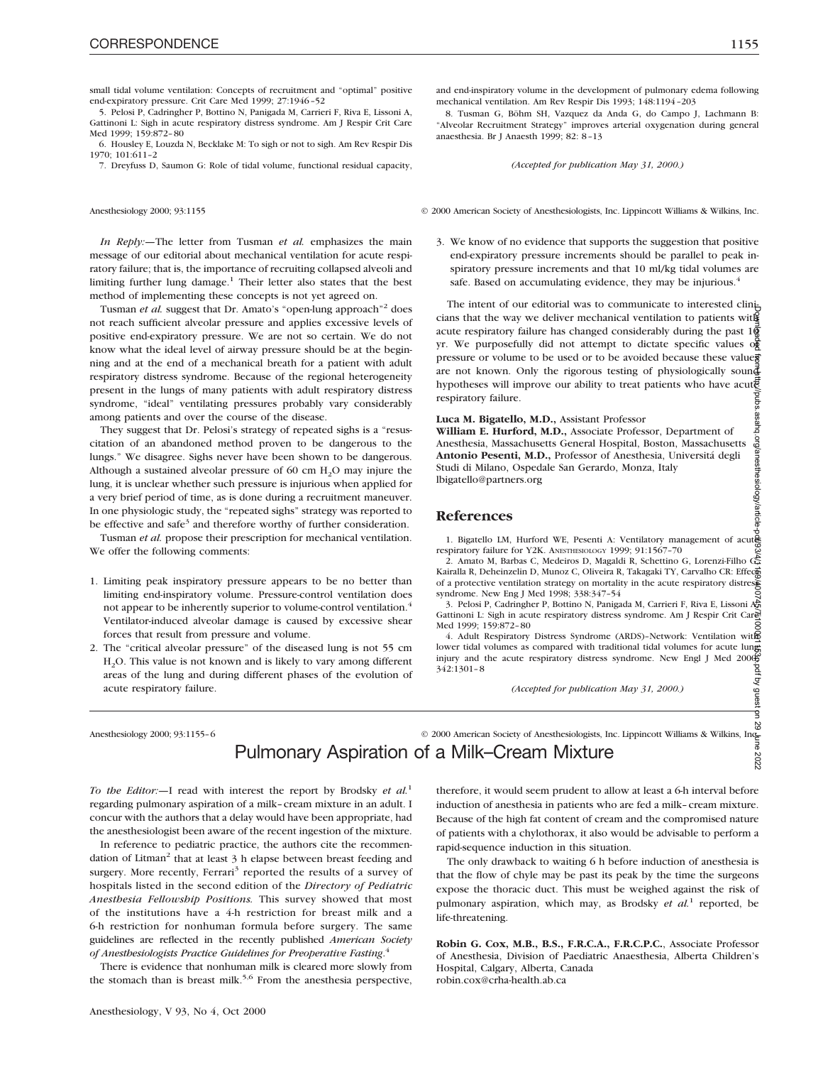small tidal volume ventilation: Concepts of recruitment and "optimal" positive end-expiratory pressure. Crit Care Med 1999; 27:1946–52

5. Pelosi P, Cadringher P, Bottino N, Panigada M, Carrieri F, Riva E, Lissoni A, Gattinoni L: Sigh in acute respiratory distress syndrome. Am J Respir Crit Care Med 1999; 159:872–80

6. Housley E, Louzda N, Becklake M: To sigh or not to sigh. Am Rev Respir Dis 1970; 101:611–2

7. Dreyfuss D, Saumon G: Role of tidal volume, functional residual capacity, and end-inspiratory volume in the development of pulmonary edema following mechanical ventilation. Am Rev Respir Dis 1993; 148:1194–203

8. Tusman G, Böhm SH, Vazquez da Anda G, do Campo J, Lachmann B: "Alveolar Recruitment Strategy" improves arterial oxygenation during general anaesthesia. Br J Anaesth 1999; 82: 8–13

*(Accepted for publication May 31, 2000.)*

---

*In Reply:*—The letter from Tusman *et al.* emphasizes the main message of our editorial about mechanical ventilation for acute respiratory failure; that is, the importance of recruiting collapsed alveoli and limiting further lung damage.[1] Their letter also states that the best method of implementing these concepts is not yet agreed on.

Tusman *et al.* suggest that Dr. Amato's "open-lung approach"[2] does not reach sufficient alveolar pressure and applies excessive levels of positive end-expiratory pressure. We are not so certain. We do not know what the ideal level of airway pressure should be at the beginning and at the end of a mechanical breath for a patient with adult respiratory distress syndrome. Because of the regional heterogeneity present in the lungs of many patients with adult respiratory distress syndrome, "ideal" ventilating pressures probably vary considerably among patients and over the course of the disease.

They suggest that Dr. Pelosi's strategy of repeated sighs is a "resuscitation of an abandoned method proven to be dangerous to the lungs." We disagree. Sighs never have been shown to be dangerous. Although a sustained alveolar pressure of 60 cm $H_2O$ may injure the lung, it is unclear whether such pressure is injurious when applied for a very brief period of time, as is done during a recruitment maneuver. In one physiologic study, the "repeated sighs" strategy was reported to be effective and safe[3] and therefore worthy of further consideration.

Tusman *et al.* propose their prescription for mechanical ventilation. We offer the following comments:

1. Limiting peak inspiratory pressure appears to be no better than limiting end-inspiratory volume. Pressure-control ventilation does not appear to be inherently superior to volume-control ventilation.[4] Ventilator-induced alveolar damage is caused by excessive shear forces that result from pressure and volume.
2. The "critical alveolar pressure" of the diseased lung is not 55 cm $H_2O$. This value is not known and is likely to vary among different areas of the lung and during different phases of the evolution of acute respiratory failure.
3. We know of no evidence that supports the suggestion that positive end-expiratory pressure increments should be parallel to peak inspiratory pressure increments and that 10 ml/kg tidal volumes are safe. Based on accumulating evidence, they may be injurious.[4]

The intent of our editorial was to communicate to interested clinicians that the way we deliver mechanical ventilation to patients with acute respiratory failure has changed considerably during the past 10 yr. We purposefully did not attempt to dictate specific values of pressure or volume to be used or to be avoided because these values are not known. Only the rigorous testing of physiologically sound hypotheses will improve our ability to treat patients who have acute respiratory failure.

**Luca M. Bigatello, M.D.,** Assistant Professor
**William E. Hurford, M.D.,** Associate Professor, Department of Anesthesia, Massachusetts General Hospital, Boston, Massachusetts
**Antonio Pesenti, M.D.,** Professor of Anesthesia, Universitá degli Studi di Milano, Ospedale San Gerardo, Monza, Italy
lbigatello@partners.org

## References

1. Bigatello LM, Hurford WE, Pesenti A: Ventilatory management of acute respiratory failure for Y2K. Anesthesiology 1999; 91:1567–70
2. Amato M, Barbas C, Medeiros D, Magaldi R, Schettino G, Lorenzi-Filho G, Kairalla R, Deheinzelin D, Munoz C, Oliveira R, Takagaki TY, Carvalho CR: Effect of a protective ventilation strategy on mortality in the acute respiratory distress syndrome. New Eng J Med 1998; 338:347–54
3. Pelosi P, Cadringher P, Bottino N, Panigada M, Carrieri F, Riva E, Lissoni A, Gattinoni L: Sigh in acute respiratory distress syndrome. Am J Respir Crit Care Med 1999; 159:872–80
4. Adult Respiratory Distress Syndrome (ARDS)–Network: Ventilation with lower tidal volumes as compared with traditional tidal volumes for acute lung injury and the acute respiratory distress syndrome. New Engl J Med 2000; 342:1301–8

*(Accepted for publication May 31, 2000.)*

---

# Pulmonary Aspiration of a Milk–Cream Mixture

*To the Editor:*—I read with interest the report by Brodsky *et al.*[1] regarding pulmonary aspiration of a milk–cream mixture in an adult. I concur with the authors that a delay would have been appropriate, had the anesthesiologist been aware of the recent ingestion of the mixture.

In reference to pediatric practice, the authors cite the recommendation of Litman[2] that at least 3 h elapse between breast feeding and surgery. More recently, Ferrari[3] reported the results of a survey of hospitals listed in the second edition of the *Directory of Pediatric Anesthesia Fellowship Positions.* This survey showed that most of the institutions have a 4-h restriction for breast milk and a 6-h restriction for nonhuman formula before surgery. The same guidelines are reflected in the recently published *American Society of Anesthesiologists Practice Guidelines for Preoperative Fasting.*[4]

There is evidence that nonhuman milk is cleared more slowly from the stomach than is breast milk.[5,6] From the anesthesia perspective, therefore, it would seem prudent to allow at least a 6-h interval before induction of anesthesia in patients who are fed a milk–cream mixture. Because of the high fat content of cream and the compromised nature of patients with a chylothorax, it also would be advisable to perform a rapid-sequence induction in this situation.

The only drawback to waiting 6 h before induction of anesthesia is that the flow of chyle may be past its peak by the time the surgeons expose the thoracic duct. This must be weighed against the risk of pulmonary aspiration, which may, as Brodsky *et al.*[1] reported, be life-threatening.

**Robin G. Cox, M.B., B.S., F.R.C.A., F.R.C.P.C.,** Associate Professor of Anesthesia, Division of Paediatric Anaesthesia, Alberta Children's Hospital, Calgary, Alberta, Canada
robin.cox@crha-health.ab.ca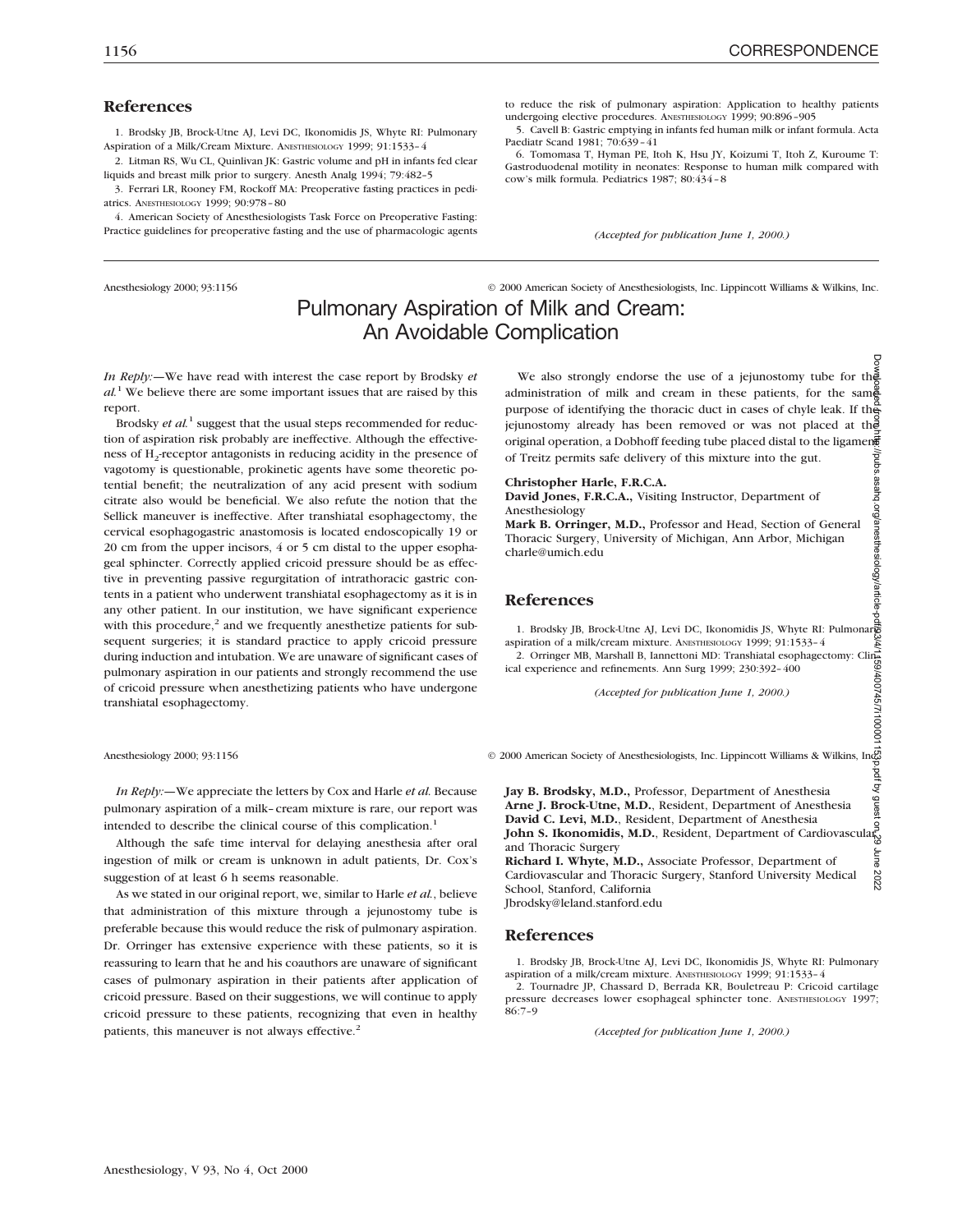## References

1. Brodsky JB, Brock-Utne AJ, Levi DC, Ikonomidis JS, Whyte RI: Pulmonary Aspiration of a Milk/Cream Mixture. Anesthesiology 1999; 91:1533–4
2. Litman RS, Wu CL, Quinlivan JK: Gastric volume and pH in infants fed clear liquids and breast milk prior to surgery. Anesth Analg 1994; 79:482–5
3. Ferrari LR, Rooney FM, Rockoff MA: Preoperative fasting practices in pediatrics. Anesthesiology 1999; 90:978–80
4. American Society of Anesthesiologists Task Force on Preoperative Fasting: Practice guidelines for preoperative fasting and the use of pharmacologic agents to reduce the risk of pulmonary aspiration: Application to healthy patients undergoing elective procedures. Anesthesiology 1999; 90:896–905
5. Cavell B: Gastric emptying in infants fed human milk or infant formula. Acta Paediatr Scand 1981; 70:639–41
6. Tomomasa T, Hyman PE, Itoh K, Hsu JY, Koizumi T, Itoh Z, Kuroume T: Gastroduodenal motility in neonates: Response to human milk compared with cow's milk formula. Pediatrics 1987; 80:434–8

*(Accepted for publication June 1, 2000.)*

---

Anesthesiology 2000; 93:1156 © 2000 American Society of Anesthesiologists, Inc. Lippincott Williams & Wilkins, Inc.

# Pulmonary Aspiration of Milk and Cream: An Avoidable Complication

*In Reply:*—We have read with interest the case report by Brodsky *et al.*[1] We believe there are some important issues that are raised by this report.

Brodsky *et al.*[1] suggest that the usual steps recommended for reduction of aspiration risk probably are ineffective. Although the effectiveness of $H_2$-receptor antagonists in reducing acidity in the presence of vagotomy is questionable, prokinetic agents have some theoretic potential benefit; the neutralization of any acid present with sodium citrate also would be beneficial. We also refute the notion that the Sellick maneuver is ineffective. After transhiatal esophagectomy, the cervical esophagogastric anastomosis is located endoscopically 19 or 20 cm from the upper incisors, 4 or 5 cm distal to the upper esophageal sphincter. Correctly applied cricoid pressure should be as effective in preventing passive regurgitation of intrathoracic gastric contents in a patient who underwent transhiatal esophagectomy as it is in any other patient. In our institution, we have significant experience with this procedure,[2] and we frequently anesthetize patients for subsequent surgeries; it is standard practice to apply cricoid pressure during induction and intubation. We are unaware of significant cases of pulmonary aspiration in our patients and strongly recommend the use of cricoid pressure when anesthetizing patients who have undergone transhiatal esophagectomy.

We also strongly endorse the use of a jejunostomy tube for the administration of milk and cream in these patients, for the same purpose of identifying the thoracic duct in cases of chyle leak. If the jejunostomy already has been removed or was not placed at the original operation, a Dobhoff feeding tube placed distal to the ligament of Treitz permits safe delivery of this mixture into the gut.

**Christopher Harle, F.R.C.A.**
**David Jones, F.R.C.A.,** Visiting Instructor, Department of Anesthesiology
**Mark B. Orringer, M.D.,** Professor and Head, Section of General Thoracic Surgery, University of Michigan, Ann Arbor, Michigan
charle@umich.edu

## References

1. Brodsky JB, Brock-Utne AJ, Levi DC, Ikonomidis JS, Whyte RI: Pulmonary aspiration of a milk/cream mixture. Anesthesiology 1999; 91:1533–4
2. Orringer MB, Marshall B, Iannettoni MD: Transhiatal esophagectomy: Clinical experience and refinements. Ann Surg 1999; 230:392–400

*(Accepted for publication June 1, 2000.)*

---

Anesthesiology 2000; 93:1156 © 2000 American Society of Anesthesiologists, Inc. Lippincott Williams & Wilkins, Inc.

*In Reply:*—We appreciate the letters by Cox and Harle *et al.* Because pulmonary aspiration of a milk–cream mixture is rare, our report was intended to describe the clinical course of this complication.[1]

Although the safe time interval for delaying anesthesia after oral ingestion of milk or cream is unknown in adult patients, Dr. Cox's suggestion of at least 6 h seems reasonable.

As we stated in our original report, we, similar to Harle *et al.*, believe that administration of this mixture through a jejunostomy tube is preferable because this would reduce the risk of pulmonary aspiration. Dr. Orringer has extensive experience with these patients, so it is reassuring to learn that he and his coauthors are unaware of significant cases of pulmonary aspiration in their patients after application of cricoid pressure. Based on their suggestions, we will continue to apply cricoid pressure to these patients, recognizing that even in healthy patients, this maneuver is not always effective.[2]

**Jay B. Brodsky, M.D.,** Professor, Department of Anesthesia
**Arne J. Brock-Utne, M.D.**, Resident, Department of Anesthesia
**David C. Levi, M.D.**, Resident, Department of Anesthesia
**John S. Ikonomidis, M.D.**, Resident, Department of Cardiovascular and Thoracic Surgery
**Richard I. Whyte, M.D.,** Associate Professor, Department of Cardiovascular and Thoracic Surgery, Stanford University Medical School, Stanford, California
Jbrodsky@leland.stanford.edu

## References

1. Brodsky JB, Brock-Utne AJ, Levi DC, Ikonomidis JS, Whyte RI: Pulmonary aspiration of a milk/cream mixture. Anesthesiology 1999; 91:1533–4
2. Tournadre JP, Chassard D, Berrada KR, Bouletreau P: Cricoid cartilage pressure decreases lower esophageal sphincter tone. Anesthesiology 1997; 86:7–9

*(Accepted for publication June 1, 2000.)*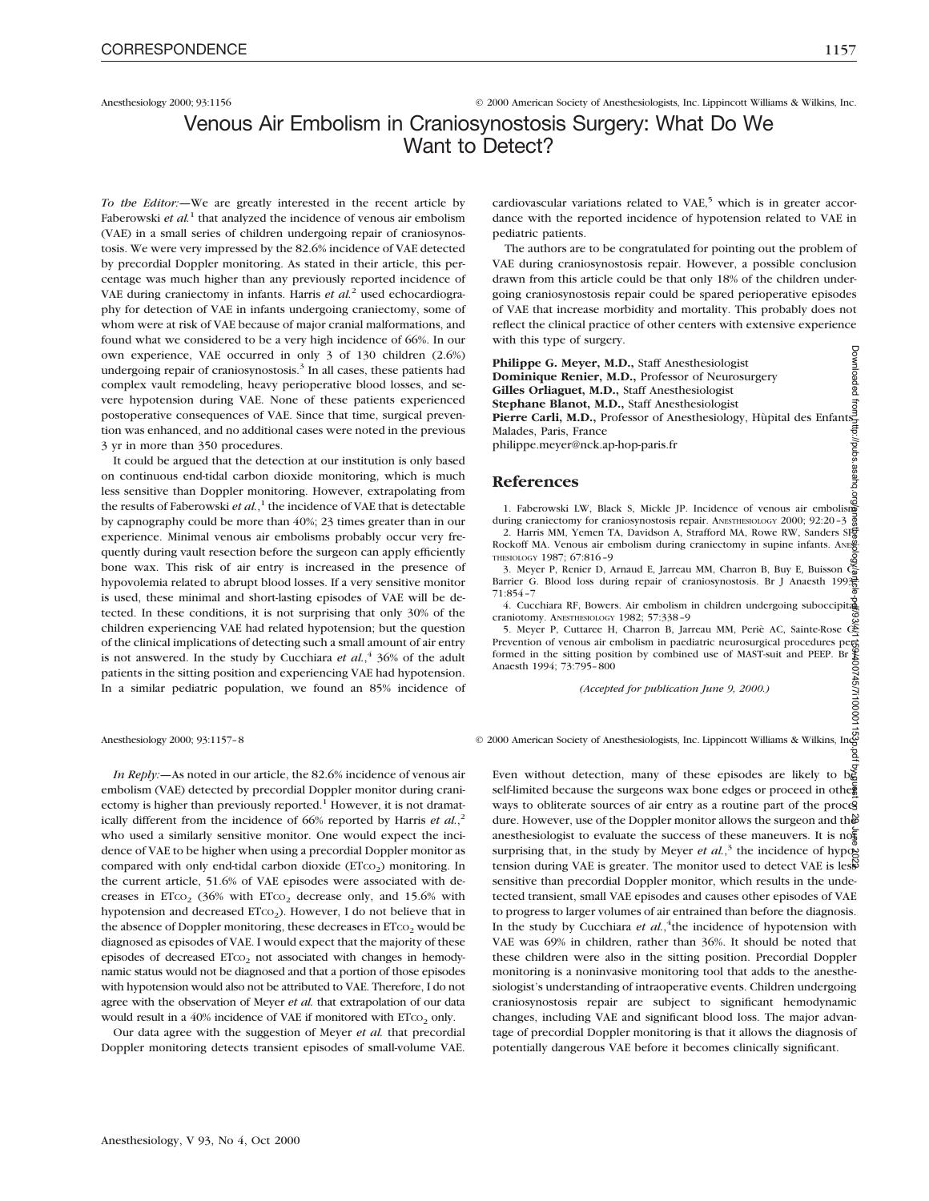Anesthesiology 2000; 93:1156 © 2000 American Society of Anesthesiologists, Inc. Lippincott Williams & Wilkins, Inc.

# Venous Air Embolism in Craniosynostosis Surgery: What Do We Want to Detect?

*To the Editor:*—We are greatly interested in the recent article by Faberowski *et al.*[1] that analyzed the incidence of venous air embolism (VAE) in a small series of children undergoing repair of craniosynostosis. We were very impressed by the 82.6% incidence of VAE detected by precordial Doppler monitoring. As stated in their article, this percentage was much higher than any previously reported incidence of VAE during craniectomy in infants. Harris *et al.*[2] used echocardiography for detection of VAE in infants undergoing craniectomy, some of whom were at risk of VAE because of major cranial malformations, and found what we considered to be a very high incidence of 66%. In our own experience, VAE occurred in only 3 of 130 children (2.6%) undergoing repair of craniosynostosis.[3] In all cases, these patients had complex vault remodeling, heavy perioperative blood losses, and severe hypotension during VAE. None of these patients experienced postoperative consequences of VAE. Since that time, surgical prevention was enhanced, and no additional cases were noted in the previous 3 yr in more than 350 procedures.

It could be argued that the detection at our institution is only based on continuous end-tidal carbon dioxide monitoring, which is much less sensitive than Doppler monitoring. However, extrapolating from the results of Faberowski *et al.*,[1] the incidence of VAE that is detectable by capnography could be more than 40%; 23 times greater than in our experience. Minimal venous air embolisms probably occur very frequently during vault resection before the surgeon can apply efficiently bone wax. This risk of air entry is increased in the presence of hypovolemia related to abrupt blood losses. If a very sensitive monitor is used, these minimal and short-lasting episodes of VAE will be detected. In these conditions, it is not surprising that only 30% of the children experiencing VAE had related hypotension; but the question of the clinical implications of detecting such a small amount of air entry is not answered. In the study by Cucchiara *et al.*,[4] 36% of the adult patients in the sitting position and experiencing VAE had hypotension. In a similar pediatric population, we found an 85% incidence of cardiovascular variations related to VAE,[5] which is in greater accordance with the reported incidence of hypotension related to VAE in pediatric patients.

The authors are to be congratulated for pointing out the problem of VAE during craniosynostosis repair. However, a possible conclusion drawn from this article could be that only 18% of the children undergoing craniosynostosis repair could be spared perioperative episodes of VAE that increase morbidity and mortality. This probably does not reflect the clinical practice of other centers with extensive experience with this type of surgery.

**Philippe G. Meyer, M.D.,** Staff Anesthesiologist
**Dominique Renier, M.D.,** Professor of Neurosurgery
**Gilles Orliaguet, M.D.,** Staff Anesthesiologist
**Stephane Blanot, M.D.,** Staff Anesthesiologist
**Pierre Carli, M.D.,** Professor of Anesthesiology, Hùpital des Enfants Malades, Paris, France
philippe.meyer@nck.ap-hop-paris.fr

## References

1. Faberowski LW, Black S, Mickle JP. Incidence of venous air embolism during craniectomy for craniosynostosis repair. ANESTHESIOLOGY 2000; 92:20–3
2. Harris MM, Yemen TA, Davidson A, Strafford MA, Rowe RW, Sanders SP, Rockoff MA. Venous air embolism during craniectomy in supine infants. ANESTHESIOLOGY 1987; 67:816–9
3. Meyer P, Renier D, Arnaud E, Jarreau MM, Charron B, Buy E, Buisson C, Barrier G. Blood loss during repair of craniosynostosis. Br J Anaesth 1993; 71:854–7
4. Cucchiara RF, Bowers. Air embolism in children undergoing suboccipital craniotomy. ANESTHESIOLOGY 1982; 57:338–9
5. Meyer P, Cuttaree H, Charron B, Jarreau MM, Periè AC, Sainte-Rose C. Prevention of venous air embolism in paediatric neurosurgical procedures performed in the sitting position by combined use of MAST-suit and PEEP. Br J Anaesth 1994; 73:795–800

*(Accepted for publication June 9, 2000.)*

Anesthesiology 2000; 93:1157–8 © 2000 American Society of Anesthesiologists, Inc. Lippincott Williams & Wilkins, Inc.

*In Reply:*—As noted in our article, the 82.6% incidence of venous air embolism (VAE) detected by precordial Doppler monitor during craniectomy is higher than previously reported.[1] However, it is not dramatically different from the incidence of 66% reported by Harris *et al.*,[2] who used a similarly sensitive monitor. One would expect the incidence of VAE to be higher when using a precordial Doppler monitor as compared with only end-tidal carbon dioxide ($ETCO_2$) monitoring. In the current article, 51.6% of VAE episodes were associated with decreases in $ETCO_2$ (36% with $ETCO_2$ decrease only, and 15.6% with hypotension and decreased $ETCO_2$). However, I do not believe that in the absence of Doppler monitoring, these decreases in $ETCO_2$ would be diagnosed as episodes of VAE. I would expect that the majority of these episodes of decreased $ETCO_2$ not associated with changes in hemodynamic status would not be diagnosed and that a portion of those episodes with hypotension would also not be attributed to VAE. Therefore, I do not agree with the observation of Meyer *et al.* that extrapolation of our data would result in a 40% incidence of VAE if monitored with $ETCO_2$ only.

Our data agree with the suggestion of Meyer *et al.* that precordial Doppler monitoring detects transient episodes of small-volume VAE. Even without detection, many of these episodes are likely to be self-limited because the surgeons wax bone edges or proceed in other ways to obliterate sources of air entry as a routine part of the procedure. However, use of the Doppler monitor allows the surgeon and the anesthesiologist to evaluate the success of these maneuvers. It is not surprising that, in the study by Meyer *et al.*,[3] the incidence of hypotension during VAE is greater. The monitor used to detect VAE is less sensitive than precordial Doppler monitor, which results in the undetected transient, small VAE episodes and causes other episodes of VAE to progress to larger volumes of air entrained than before the diagnosis. In the study by Cucchiara *et al.*,[4] the incidence of hypotension with VAE was 69% in children, rather than 36%. It should be noted that these children were also in the sitting position. Precordial Doppler monitoring is a noninvasive monitoring tool that adds to the anesthesiologist's understanding of intraoperative events. Children undergoing craniosynostosis repair are subject to significant hemodynamic changes, including VAE and significant blood loss. The major advantage of precordial Doppler monitoring is that it allows the diagnosis of potentially dangerous VAE before it becomes clinically significant.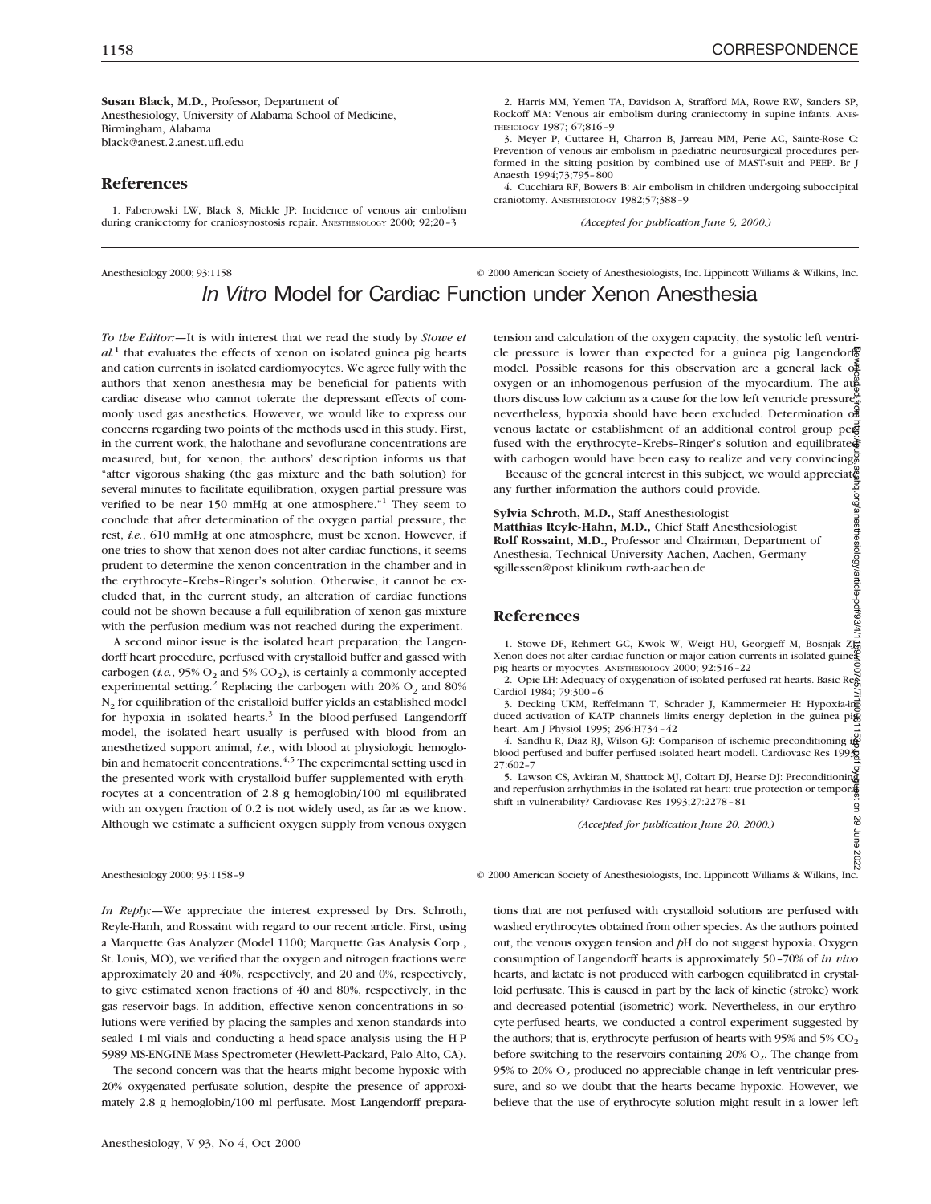**Susan Black, M.D.,** Professor, Department of Anesthesiology, University of Alabama School of Medicine, Birmingham, Alabama
black@anest.2.anest.ufl.edu

## References

1. Faberowski LW, Black S, Mickle JP: Incidence of venous air embolism during craniectomy for craniosynostosis repair. Anesthesiology 2000; 92;20–3

2. Harris MM, Yemen TA, Davidson A, Strafford MA, Rowe RW, Sanders SP, Rockoff MA: Venous air embolism during craniectomy in supine infants. Anesthesiology 1987; 67;816–9

3. Meyer P, Cuttaree H, Charron B, Jarreau MM, Perie AC, Sainte-Rose C: Prevention of venous air embolism in paediatric neurosurgical procedures performed in the sitting position by combined use of MAST-suit and PEEP. Br J Anaesth 1994;73;795–800

4. Cucchiara RF, Bowers B: Air embolism in children undergoing suboccipital craniotomy. Anesthesiology 1982;57;388–9

*(Accepted for publication June 9, 2000.)*

Anesthesiology 2000; 93:1158 © 2000 American Society of Anesthesiologists, Inc. Lippincott Williams & Wilkins, Inc.

# *In Vitro* Model for Cardiac Function under Xenon Anesthesia

*To the Editor:*—It is with interest that we read the study by *Stowe et al.*[1] that evaluates the effects of xenon on isolated guinea pig hearts and cation currents in isolated cardiomyocytes. We agree fully with the authors that xenon anesthesia may be beneficial for patients with cardiac disease who cannot tolerate the depressant effects of commonly used gas anesthetics. However, we would like to express our concerns regarding two points of the methods used in this study. First, in the current work, the halothane and sevoflurane concentrations are measured, but, for xenon, the authors' description informs us that "after vigorous shaking (the gas mixture and the bath solution) for several minutes to facilitate equilibration, oxygen partial pressure was verified to be near 150 mmHg at one atmosphere."[1] They seem to conclude that after determination of the oxygen partial pressure, the rest, *i.e.*, 610 mmHg at one atmosphere, must be xenon. However, if one tries to show that xenon does not alter cardiac functions, it seems prudent to determine the xenon concentration in the chamber and in the erythrocyte–Krebs–Ringer's solution. Otherwise, it cannot be excluded that, in the current study, an alteration of cardiac functions could not be shown because a full equilibration of xenon gas mixture with the perfusion medium was not reached during the experiment.

A second minor issue is the isolated heart preparation; the Langendorff heart procedure, perfused with crystalloid buffer and gassed with carbogen (*i.e.*, 95% $O_2$ and 5% $CO_2$), is certainly a commonly accepted experimental setting.[2] Replacing the carbogen with 20% $O_2$ and 80% $N_2$ for equilibration of the cristalloid buffer yields an established model for hypoxia in isolated hearts.[3] In the blood-perfused Langendorff model, the isolated heart usually is perfused with blood from an anesthetized support animal, *i.e.*, with blood at physiologic hemoglobin and hematocrit concentrations.[4,5] The experimental setting used in the presented work with crystalloid buffer supplemented with erythrocytes at a concentration of 2.8 g hemoglobin/100 ml equilibrated with an oxygen fraction of 0.2 is not widely used, as far as we know. Although we estimate a sufficient oxygen supply from venous oxygen tension and calculation of the oxygen capacity, the systolic left ventricle pressure is lower than expected for a guinea pig Langendorff model. Possible reasons for this observation are a general lack of oxygen or an inhomogenous perfusion of the myocardium. The authors discuss low calcium as a cause for the low left ventricle pressure; nevertheless, hypoxia should have been excluded. Determination of venous lactate or establishment of an additional control group perfused with the erythrocyte–Krebs–Ringer's solution and equilibrated with carbogen would have been easy to realize and very convincing.

Because of the general interest in this subject, we would appreciate any further information the authors could provide.

**Sylvia Schroth, M.D.,** Staff Anesthesiologist
**Matthias Reyle-Hahn, M.D.,** Chief Staff Anesthesiologist
**Rolf Rossaint, M.D.,** Professor and Chairman, Department of Anesthesia, Technical University Aachen, Aachen, Germany
sgillessen@post.klinikum.rwth-aachen.de

## References

1. Stowe DF, Rehmert GC, Kwok W, Weigt HU, Georgieff M, Bosnjak ZJ: Xenon does not alter cardiac function or major cation currents in isolated guinea pig hearts or myocytes. Anesthesiology 2000; 92:516–22

2. Opie LH: Adequacy of oxygenation of isolated perfused rat hearts. Basic Res Cardiol 1984; 79:300–6

3. Decking UKM, Reffelmann T, Schrader J, Kammermeier H: Hypoxia-induced activation of KATP channels limits energy depletion in the guinea pig heart. Am J Physiol 1995; 296:H734–42

4. Sandhu R, Diaz RJ, Wilson GJ: Comparison of ischemic preconditioning in blood perfused and buffer perfused isolated heart modell. Cardiovasc Res 1993; 27:602–7

5. Lawson CS, Avkiran M, Shattock MJ, Coltart DJ, Hearse DJ: Preconditioning and reperfusion arrhythmias in the isolated rat heart: true protection or temporal shift in vulnerability? Cardiovasc Res 1993;27:2278–81

*(Accepted for publication June 20, 2000.)*

Anesthesiology 2000; 93:1158–9 © 2000 American Society of Anesthesiologists, Inc. Lippincott Williams & Wilkins, Inc.

*In Reply:*—We appreciate the interest expressed by Drs. Schroth, Reyle-Hanh, and Rossaint with regard to our recent article. First, using a Marquette Gas Analyzer (Model 1100; Marquette Gas Analysis Corp., St. Louis, MO), we verified that the oxygen and nitrogen fractions were approximately 20 and 40%, respectively, and 20 and 0%, respectively, to give estimated xenon fractions of 40 and 80%, respectively, in the gas reservoir bags. In addition, effective xenon concentrations in solutions were verified by placing the samples and xenon standards into sealed 1-ml vials and conducting a head-space analysis using the H-P 5989 MS-ENGINE Mass Spectrometer (Hewlett-Packard, Palo Alto, CA).

The second concern was that the hearts might become hypoxic with 20% oxygenated perfusate solution, despite the presence of approximately 2.8 g hemoglobin/100 ml perfusate. Most Langendorff preparations that are not perfused with crystalloid solutions are perfused with washed erythrocytes obtained from other species. As the authors pointed out, the venous oxygen tension and *p*H do not suggest hypoxia. Oxygen consumption of Langendorff hearts is approximately 50–70% of *in vivo* hearts, and lactate is not produced with carbogen equilibrated in crystalloid perfusate. This is caused in part by the lack of kinetic (stroke) work and decreased potential (isometric) work. Nevertheless, in our erythrocyte-perfused hearts, we conducted a control experiment suggested by the authors; that is, erythrocyte perfusion of hearts with 95% and 5% $CO_2$ before switching to the reservoirs containing 20% $O_2$. The change from 95% to 20% $O_2$ produced no appreciable change in left ventricular pressure, and so we doubt that the hearts became hypoxic. However, we believe that the use of erythrocyte solution might result in a lower left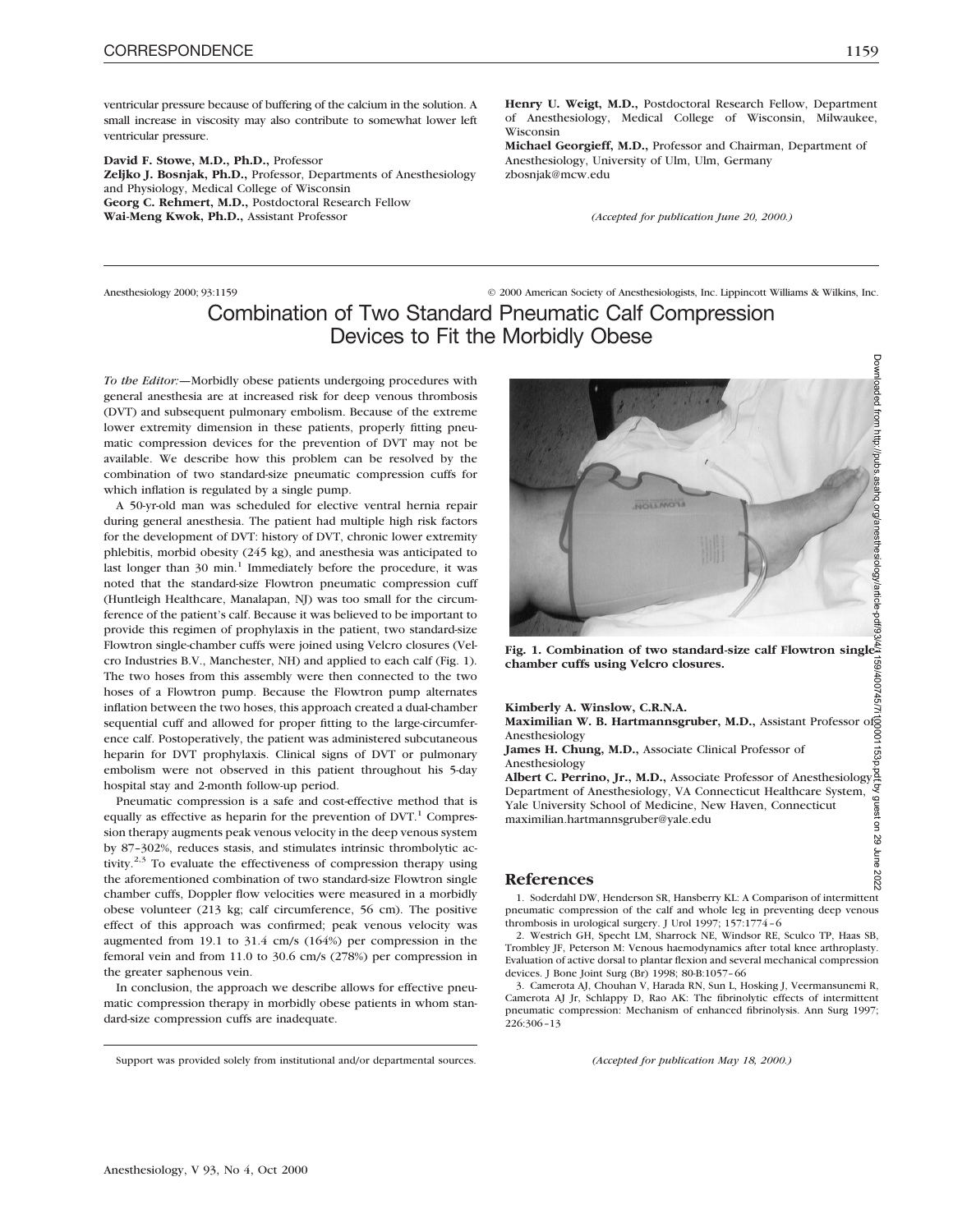ventricular pressure because of buffering of the calcium in the solution. A small increase in viscosity may also contribute to somewhat lower left ventricular pressure.

**David F. Stowe, M.D., Ph.D.,** Professor
**Zeljko J. Bosnjak, Ph.D.,** Professor, Departments of Anesthesiology and Physiology, Medical College of Wisconsin
**Georg C. Rehmert, M.D.,** Postdoctoral Research Fellow
**Wai-Meng Kwok, Ph.D.,** Assistant Professor
**Henry U. Weigt, M.D.,** Postdoctoral Research Fellow, Department of Anesthesiology, Medical College of Wisconsin, Milwaukee, Wisconsin
**Michael Georgieff, M.D.,** Professor and Chairman, Department of Anesthesiology, University of Ulm, Ulm, Germany
zbosnjak@mcw.edu

*(Accepted for publication June 20, 2000.)*

---

Anesthesiology 2000; 93:1159 © 2000 American Society of Anesthesiologists, Inc. Lippincott Williams & Wilkins, Inc.

# Combination of Two Standard Pneumatic Calf Compression Devices to Fit the Morbidly Obese

*To the Editor:*—Morbidly obese patients undergoing procedures with general anesthesia are at increased risk for deep venous thrombosis (DVT) and subsequent pulmonary embolism. Because of the extreme lower extremity dimension in these patients, properly fitting pneumatic compression devices for the prevention of DVT may not be available. We describe how this problem can be resolved by the combination of two standard-size pneumatic compression cuffs for which inflation is regulated by a single pump.

A 50-yr-old man was scheduled for elective ventral hernia repair during general anesthesia. The patient had multiple high risk factors for the development of DVT: history of DVT, chronic lower extremity phlebitis, morbid obesity (245 kg), and anesthesia was anticipated to last longer than 30 min.[1] Immediately before the procedure, it was noted that the standard-size Flowtron pneumatic compression cuff (Huntleigh Healthcare, Manalapan, NJ) was too small for the circumference of the patient's calf. Because it was believed to be important to provide this regimen of prophylaxis in the patient, two standard-size Flowtron single-chamber cuffs were joined using Velcro closures (Velcro Industries B.V., Manchester, NH) and applied to each calf (Fig. 1). The two hoses from this assembly were then connected to the two hoses of a Flowtron pump. Because the Flowtron pump alternates inflation between the two hoses, this approach created a dual-chamber sequential cuff and allowed for proper fitting to the large-circumference calf. Postoperatively, the patient was administered subcutaneous heparin for DVT prophylaxis. Clinical signs of DVT or pulmonary embolism were not observed in this patient throughout his 5-day hospital stay and 2-month follow-up period.

Pneumatic compression is a safe and cost-effective method that is equally as effective as heparin for the prevention of DVT.[1] Compression therapy augments peak venous velocity in the deep venous system by 87–302%, reduces stasis, and stimulates intrinsic thrombolytic activity.[2,3] To evaluate the effectiveness of compression therapy using the aforementioned combination of two standard-size Flowtron single chamber cuffs, Doppler flow velocities were measured in a morbidly obese volunteer (213 kg; calf circumference, 56 cm). The positive effect of this approach was confirmed; peak venous velocity was augmented from 19.1 to 31.4 cm/s (164%) per compression in the femoral vein and from 11.0 to 30.6 cm/s (278%) per compression in the greater saphenous vein.

In conclusion, the approach we describe allows for effective pneumatic compression therapy in morbidly obese patients in whom standard-size compression cuffs are inadequate.

Support was provided solely from institutional and/or departmental sources.

**Fig. 1. Combination of two standard-size calf Flowtron single-chamber cuffs using Velcro closures.**

**Kimberly A. Winslow, C.R.N.A.**
**Maximilian W. B. Hartmannsgruber, M.D.,** Assistant Professor of Anesthesiology
**James H. Chung, M.D.,** Associate Clinical Professor of Anesthesiology
**Albert C. Perrino, Jr., M.D.,** Associate Professor of Anesthesiology Department of Anesthesiology, VA Connecticut Healthcare System, Yale University School of Medicine, New Haven, Connecticut
maximilian.hartmannsgruber@yale.edu

## References

1. Soderdahl DW, Henderson SR, Hansberry KL: A Comparison of intermittent pneumatic compression of the calf and whole leg in preventing deep venous thrombosis in urological surgery. J Urol 1997; 157:1774–6
2. Westrich GH, Specht LM, Sharrock NE, Windsor RE, Sculco TP, Haas SB, Trombley JF, Peterson M: Venous haemodynamics after total knee arthroplasty. Evaluation of active dorsal to plantar flexion and several mechanical compression devices. J Bone Joint Surg (Br) 1998; 80-B:1057–66
3. Camerota AJ, Chouhan V, Harada RN, Sun L, Hosking J, Veermansunemi R, Camerota AJ Jr, Schlappy D, Rao AK: The fibrinolytic effects of intermittent pneumatic compression: Mechanism of enhanced fibrinolysis. Ann Surg 1997; 226:306–13

*(Accepted for publication May 18, 2000.)*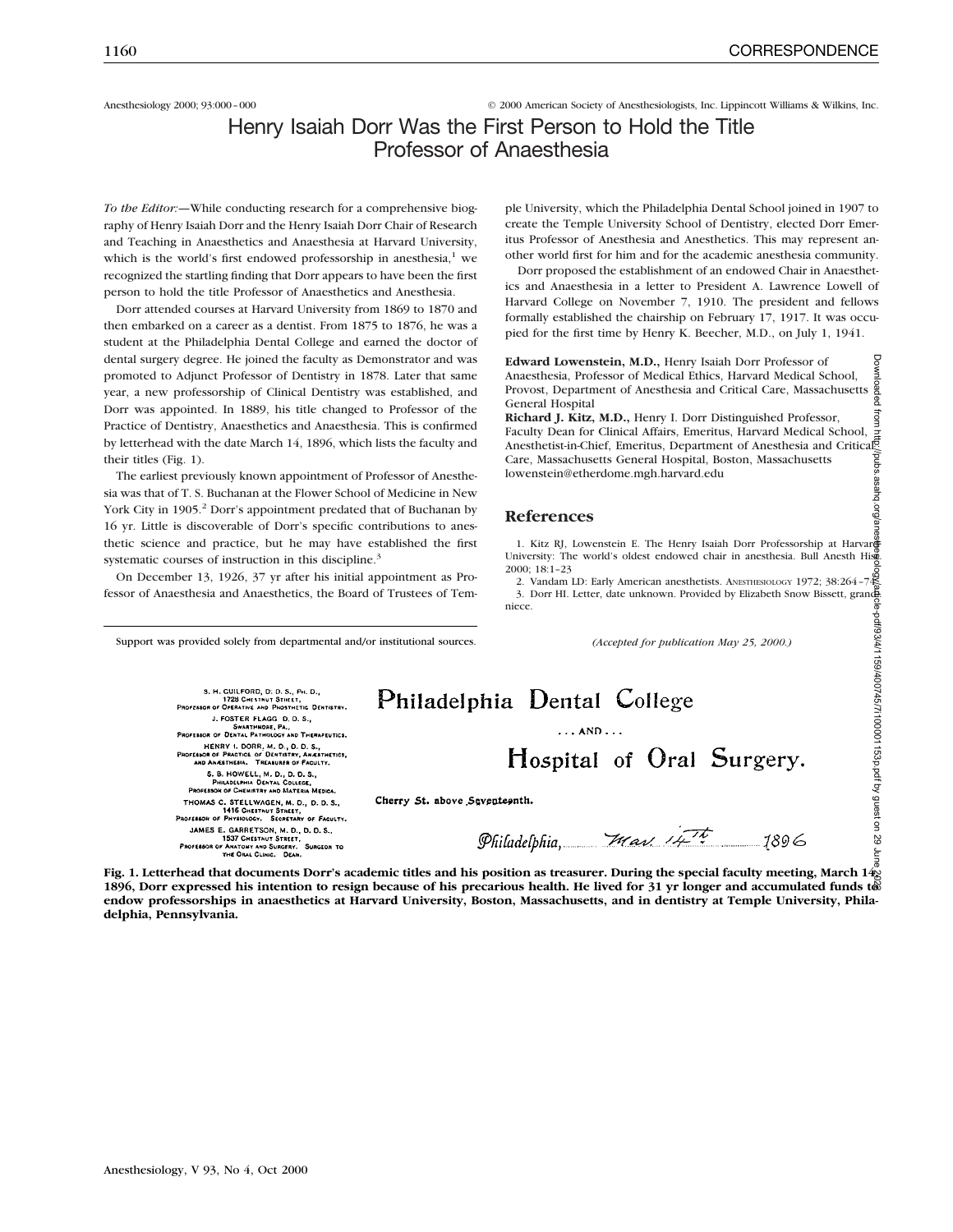Anesthesiology 2000; 93:000–000 © 2000 American Society of Anesthesiologists, Inc. Lippincott Williams & Wilkins, Inc.

# Henry Isaiah Dorr Was the First Person to Hold the Title Professor of Anaesthesia

*To the Editor:*—While conducting research for a comprehensive biography of Henry Isaiah Dorr and the Henry Isaiah Dorr Chair of Research and Teaching in Anaesthetics and Anaesthesia at Harvard University, which is the world's first endowed professorship in anesthesia,[1] we recognized the startling finding that Dorr appears to have been the first person to hold the title Professor of Anaesthetics and Anesthesia.

Dorr attended courses at Harvard University from 1869 to 1870 and then embarked on a career as a dentist. From 1875 to 1876, he was a student at the Philadelphia Dental College and earned the doctor of dental surgery degree. He joined the faculty as Demonstrator and was promoted to Adjunct Professor of Dentistry in 1878. Later that same year, a new professorship of Clinical Dentistry was established, and Dorr was appointed. In 1889, his title changed to Professor of the Practice of Dentistry, Anaesthetics and Anaesthesia. This is confirmed by letterhead with the date March 14, 1896, which lists the faculty and their titles (Fig. 1).

The earliest previously known appointment of Professor of Anesthesia was that of T. S. Buchanan at the Flower School of Medicine in New York City in 1905.[2] Dorr's appointment predated that of Buchanan by 16 yr. Little is discoverable of Dorr's specific contributions to anesthetic science and practice, but he may have established the first systematic courses of instruction in this discipline.[3]

On December 13, 1926, 37 yr after his initial appointment as Professor of Anaesthesia and Anaesthetics, the Board of Trustees of Temple University, which the Philadelphia Dental School joined in 1907 to create the Temple University School of Dentistry, elected Dorr Emeritus Professor of Anesthesia and Anesthetics. This may represent another world first for him and for the academic anesthesia community.

Dorr proposed the establishment of an endowed Chair in Anaesthetics and Anaesthesia in a letter to President A. Lawrence Lowell of Harvard College on November 7, 1910. The president and fellows formally established the chairship on February 17, 1917. It was occupied for the first time by Henry K. Beecher, M.D., on July 1, 1941.

**Edward Lowenstein, M.D.,** Henry Isaiah Dorr Professor of Anaesthesia, Professor of Medical Ethics, Harvard Medical School, Provost, Department of Anesthesia and Critical Care, Massachusetts General Hospital
**Richard J. Kitz, M.D.,** Henry I. Dorr Distinguished Professor, Faculty Dean for Clinical Affairs, Emeritus, Harvard Medical School, Anesthetist-in-Chief, Emeritus, Department of Anesthesia and Critical Care, Massachusetts General Hospital, Boston, Massachusetts
lowenstein@etherdome.mgh.harvard.edu

## References

1. Kitz RJ, Lowenstein E. The Henry Isaiah Dorr Professorship at Harvard University: The world's oldest endowed chair in anesthesia. Bull Anesth Hist 2000; 18:1–23
2. Vandam LD: Early American anesthetists. Anesthesiology 1972; 38:264–74
3. Dorr HI. Letter, date unknown. Provided by Elizabeth Snow Bissett, grandniece.

Support was provided solely from departmental and/or institutional sources.

*(Accepted for publication May 25, 2000.)*

S. H. GUILFORD, D. D. S., PH. D., 1728 CHESTNUT STREET, PROFESSOR OF OPERATIVE AND PROSTHETIC DENTISTRY.
J. FOSTER FLAGG, D. D. S., SWARTHMORE, PA., PROFESSOR OF DENTAL PATHOLOGY AND THERAPEUTICS.
HENRY I. DORR, M. D., D. D. S., PROFESSOR OF PRACTICE OF DENTISTRY, ANÆSTHETICS, AND ANÆSTHESIA. TREASURER OF FACULTY.
S. B. HOWELL, M. D., D. D. S., PHILADELPHIA DENTAL COLLEGE, PROFESSOR OF CHEMISTRY AND MATERIA MEDICA.
THOMAS C. STELLWAGEN, M. D., D. D. S., 1416 CHESTNUT STREET, PROFESSOR OF PHYSIOLOGY. SECRETARY OF FACULTY.
JAMES E. GARRETSON, M. D., D. D. S., 1537 CHESTNUT STREET, PROFESSOR OF ANATOMY AND SURGERY. SURGEON TO THE ORAL CLINIC. DEAN.

Philadelphia Dental College
... AND ...
Hospital of Oral Surgery.

Cherry St. above Seventeenth.

Philadelphia, Mar 14th 1896

**Fig. 1. Letterhead that documents Dorr's academic titles and his position as treasurer. During the special faculty meeting, March 14, 1896, Dorr expressed his intention to resign because of his precarious health. He lived for 31 yr longer and accumulated funds to endow professorships in anaesthetics at Harvard University, Boston, Massachusetts, and in dentistry at Temple University, Philadelphia, Pennsylvania.**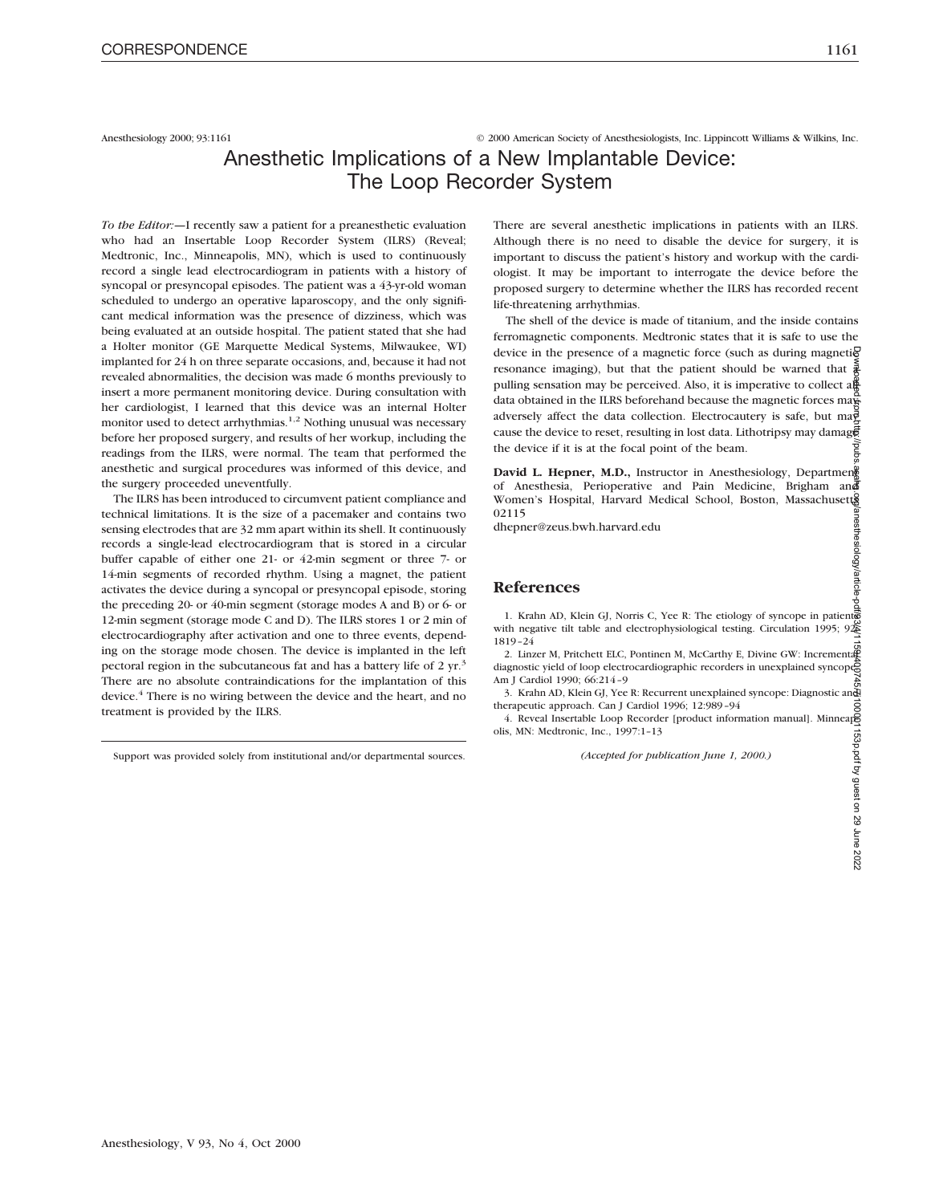# Anesthetic Implications of a New Implantable Device: The Loop Recorder System

*To the Editor:*—I recently saw a patient for a preanesthetic evaluation who had an Insertable Loop Recorder System (ILRS) (Reveal; Medtronic, Inc., Minneapolis, MN), which is used to continuously record a single lead electrocardiogram in patients with a history of syncopal or presyncopal episodes. The patient was a 43-yr-old woman scheduled to undergo an operative laparoscopy, and the only significant medical information was the presence of dizziness, which was being evaluated at an outside hospital. The patient stated that she had a Holter monitor (GE Marquette Medical Systems, Milwaukee, WI) implanted for 24 h on three separate occasions, and, because it had not revealed abnormalities, the decision was made 6 months previously to insert a more permanent monitoring device. During consultation with her cardiologist, I learned that this device was an internal Holter monitor used to detect arrhythmias.[1,2] Nothing unusual was necessary before her proposed surgery, and results of her workup, including the readings from the ILRS, were normal. The team that performed the anesthetic and surgical procedures was informed of this device, and the surgery proceeded uneventfully.

The ILRS has been introduced to circumvent patient compliance and technical limitations. It is the size of a pacemaker and contains two sensing electrodes that are 32 mm apart within its shell. It continuously records a single-lead electrocardiogram that is stored in a circular buffer capable of either one 21- or 42-min segment or three 7- or 14-min segments of recorded rhythm. Using a magnet, the patient activates the device during a syncopal or presyncopal episode, storing the preceding 20- or 40-min segment (storage modes A and B) or 6- or 12-min segment (storage mode C and D). The ILRS stores 1 or 2 min of electrocardiography after activation and one to three events, depending on the storage mode chosen. The device is implanted in the left pectoral region in the subcutaneous fat and has a battery life of 2 yr.[3] There are no absolute contraindications for the implantation of this device.[4] There is no wiring between the device and the heart, and no treatment is provided by the ILRS.

There are several anesthetic implications in patients with an ILRS. Although there is no need to disable the device for surgery, it is important to discuss the patient's history and workup with the cardiologist. It may be important to interrogate the device before the proposed surgery to determine whether the ILRS has recorded recent life-threatening arrhythmias.

The shell of the device is made of titanium, and the inside contains ferromagnetic components. Medtronic states that it is safe to use the device in the presence of a magnetic force (such as during magnetic resonance imaging), but that the patient should be warned that a pulling sensation may be perceived. Also, it is imperative to collect all data obtained in the ILRS beforehand because the magnetic forces may adversely affect the data collection. Electrocautery is safe, but may cause the device to reset, resulting in lost data. Lithotripsy may damage the device if it is at the focal point of the beam.

**David L. Hepner, M.D.,** Instructor in Anesthesiology, Department of Anesthesia, Perioperative and Pain Medicine, Brigham and Women's Hospital, Harvard Medical School, Boston, Massachusetts 02115
dhepner@zeus.bwh.harvard.edu

## References

1. Krahn AD, Klein GJ, Norris C, Yee R: The etiology of syncope in patients with negative tilt table and electrophysiological testing. Circulation 1995; 92: 1819–24
2. Linzer M, Pritchett ELC, Pontinen M, McCarthy E, Divine GW: Incremental diagnostic yield of loop electrocardiographic recorders in unexplained syncope. Am J Cardiol 1990; 66:214–9
3. Krahn AD, Klein GJ, Yee R: Recurrent unexplained syncope: Diagnostic and therapeutic approach. Can J Cardiol 1996; 12:989–94
4. Reveal Insertable Loop Recorder [product information manual]. Minneapolis, MN: Medtronic, Inc., 1997:1–13

*(Accepted for publication June 1, 2000.)*

Support was provided solely from institutional and/or departmental sources.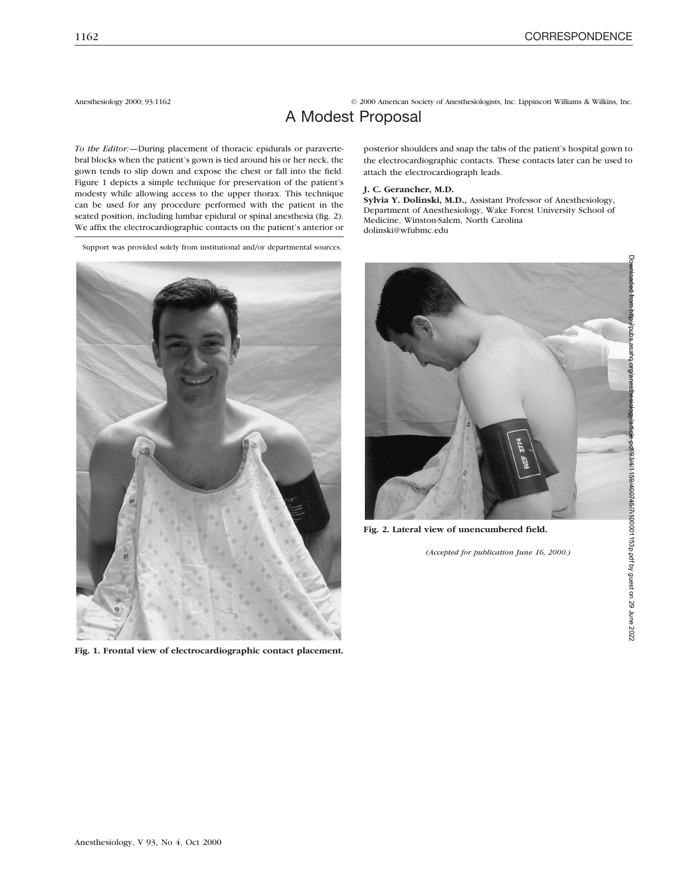Anesthesiology 2000; 93:1162 © 2000 American Society of Anesthesiologists, Inc. Lippincott Williams & Wilkins, Inc.

# A Modest Proposal

*To the Editor:*—During placement of thoracic epidurals or paravertebral blocks when the patient's gown is tied around his or her neck, the gown tends to slip down and expose the chest or fall into the field. Figure 1 depicts a simple technique for preservation of the patient's modesty while allowing access to the upper thorax. This technique can be used for any procedure performed with the patient in the seated position, including lumbar epidural or spinal anesthesia (fig. 2). We affix the electrocardiographic contacts on the patient's anterior or posterior shoulders and snap the tabs of the patient's hospital gown to the electrocardiographic contacts. These contacts later can be used to attach the electrocardiograph leads.

**J. C. Gerancher, M.D.**
**Sylvia Y. Dolinski, M.D.,** Assistant Professor of Anesthesiology, Department of Anesthesiology, Wake Forest University School of Medicine, Winston-Salem, North Carolina
dolinski@wfubmc.edu

Support was provided solely from institutional and/or departmental sources.

**Fig. 1. Frontal view of electrocardiographic contact placement.**

**Fig. 2. Lateral view of unencumbered field.**

*(Accepted for publication June 16, 2000.)*